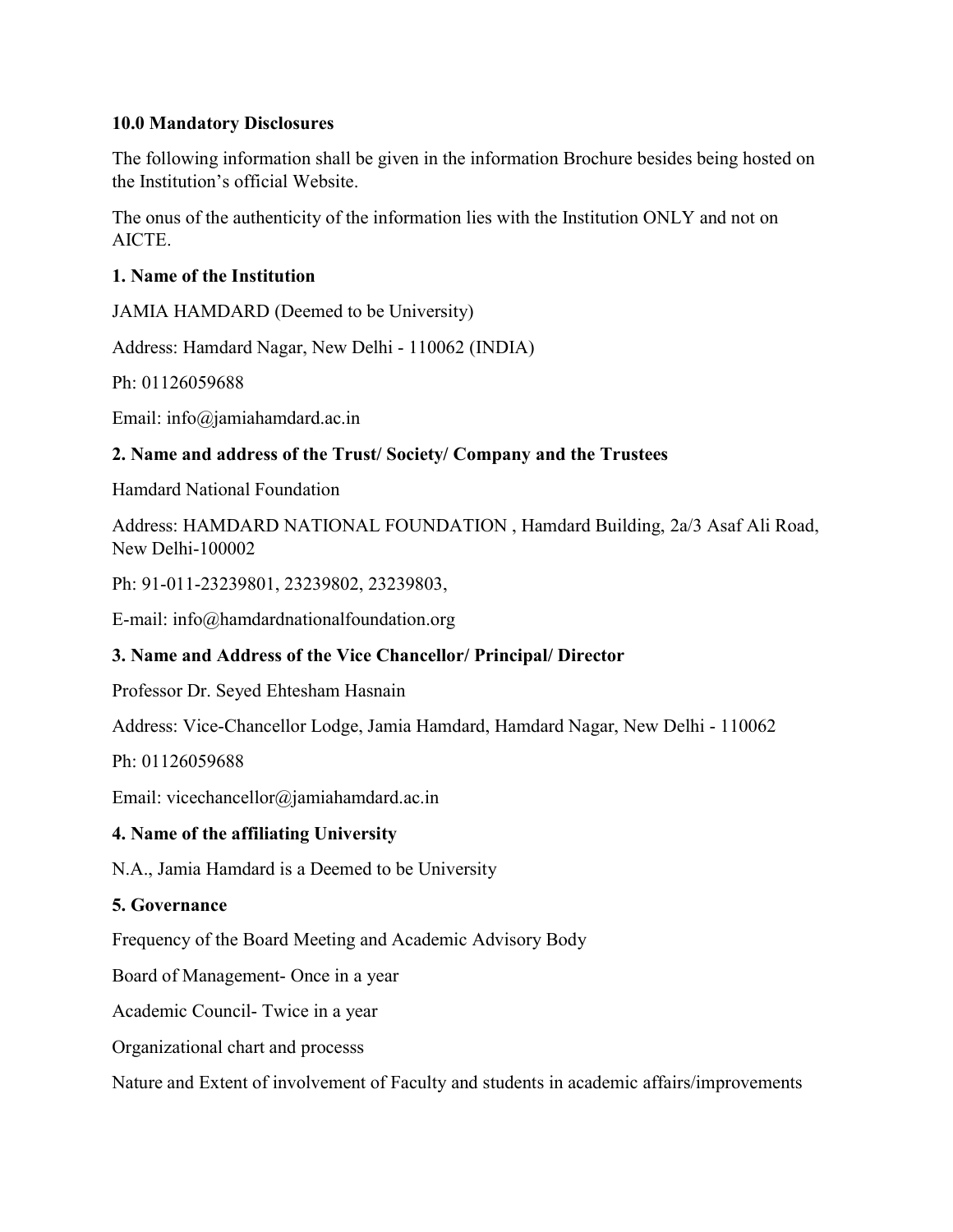## 10.0 Mandatory Disclosures

The following information shall be given in the information Brochure besides being hosted on the Institution's official Website.

The onus of the authenticity of the information lies with the Institution ONLY and not on AICTE.

### 1. Name of the Institution

JAMIA HAMDARD (Deemed to be University)

Address: Hamdard Nagar, New Delhi - 110062 (INDIA)

Ph: 01126059688

Email: info@jamiahamdard.ac.in

### 2. Name and address of the Trust/ Society/ Company and the Trustees

Hamdard National Foundation

Address: HAMDARD NATIONAL FOUNDATION , Hamdard Building, 2a/3 Asaf Ali Road, New Delhi-100002

Ph: 91-011-23239801, 23239802, 23239803,

E-mail: info@hamdardnationalfoundation.org

### 3. Name and Address of the Vice Chancellor/ Principal/ Director

Professor Dr. Seyed Ehtesham Hasnain

Address: Vice-Chancellor Lodge, Jamia Hamdard, Hamdard Nagar, New Delhi - 110062

Ph: 01126059688

Email: vicechancellor@jamiahamdard.ac.in

### 4. Name of the affiliating University

N.A., Jamia Hamdard is a Deemed to be University

### 5. Governance

Frequency of the Board Meeting and Academic Advisory Body

Board of Management- Once in a year

Academic Council- Twice in a year

Organizational chart and processs

Nature and Extent of involvement of Faculty and students in academic affairs/improvements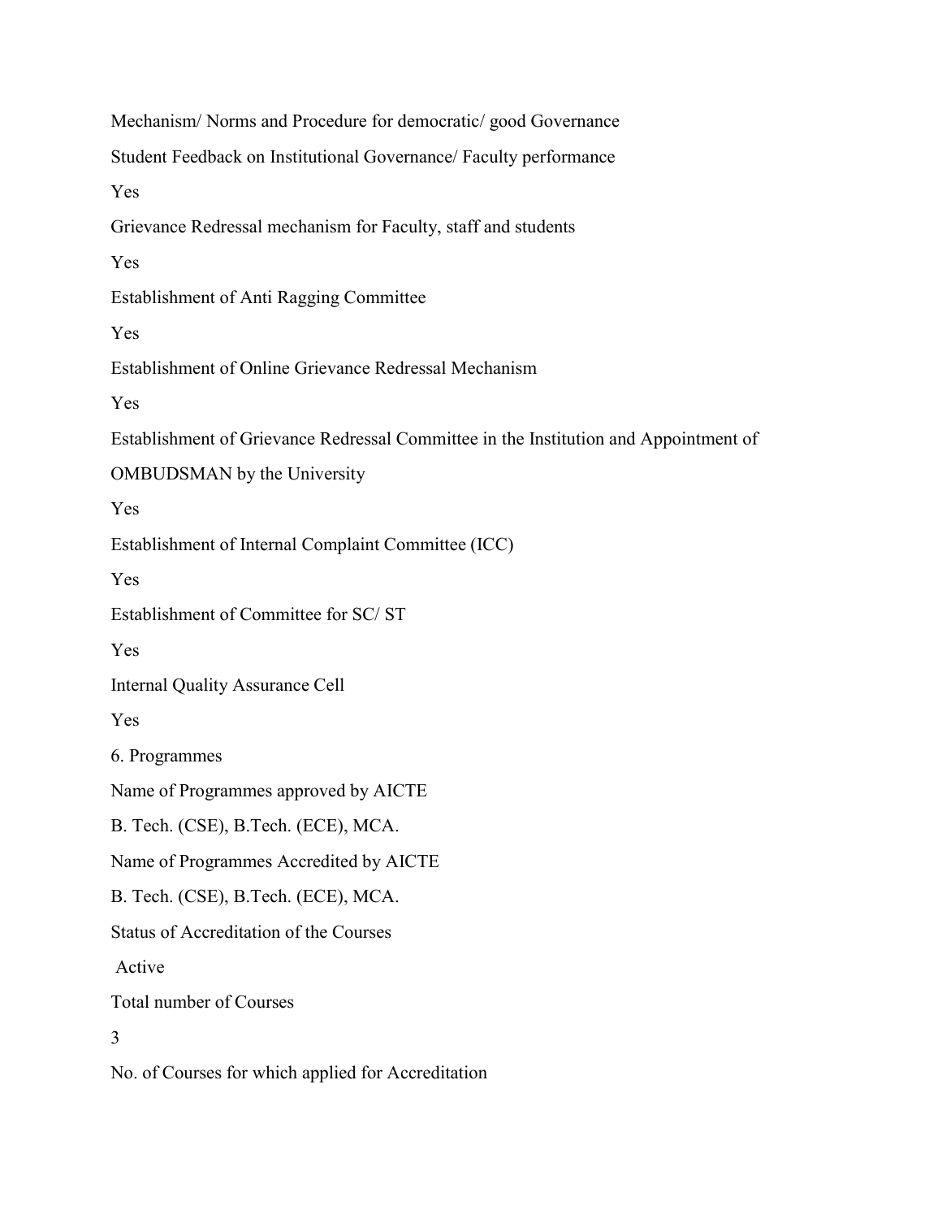Mechanism/ Norms and Procedure for democratic/ good Governance

Student Feedback on Institutional Governance/ Faculty performance

Yes

Grievance Redressal mechanism for Faculty, staff and students

Yes

Establishment of Anti Ragging Committee

Yes

Establishment of Online Grievance Redressal Mechanism

Yes

Establishment of Grievance Redressal Committee in the Institution and Appointment of OMBUDSMAN by the University

Yes

Establishment of Internal Complaint Committee (ICC)

Yes

Establishment of Committee for SC/ ST

Yes

Internal Quality Assurance Cell

Yes

6. Programmes

Name of Programmes approved by AICTE

B. Tech. (CSE), B.Tech. (ECE), MCA.

Name of Programmes Accredited by AICTE

B. Tech. (CSE), B.Tech. (ECE), MCA.

Status of Accreditation of the Courses

Active

Total number of Courses

3

No. of Courses for which applied for Accreditation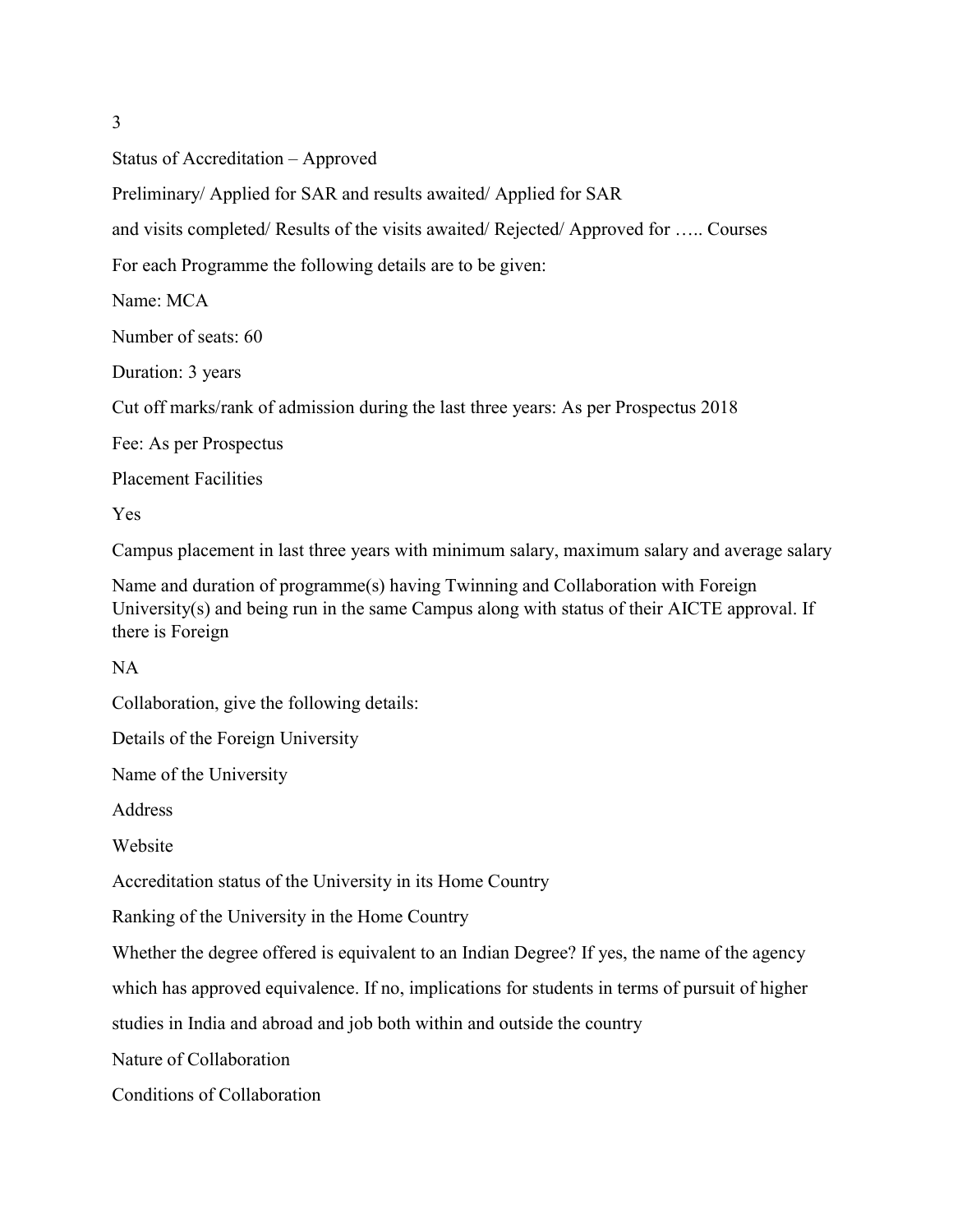Status of Accreditation – Approved

Preliminary/ Applied for SAR and results awaited/ Applied for SAR

and visits completed/ Results of the visits awaited/ Rejected/ Approved for ….. Courses

For each Programme the following details are to be given:

Name: MCA

Number of seats: 60

Duration: 3 years

Cut off marks/rank of admission during the last three years: As per Prospectus 2018

Fee: As per Prospectus

Placement Facilities

Yes

Campus placement in last three years with minimum salary, maximum salary and average salary

Name and duration of programme(s) having Twinning and Collaboration with Foreign University(s) and being run in the same Campus along with status of their AICTE approval. If there is Foreign

NA

Collaboration, give the following details:

Details of the Foreign University

Name of the University

Address

Website

Accreditation status of the University in its Home Country

Ranking of the University in the Home Country

Whether the degree offered is equivalent to an Indian Degree? If yes, the name of the agency

which has approved equivalence. If no, implications for students in terms of pursuit of higher

studies in India and abroad and job both within and outside the country

Nature of Collaboration

Conditions of Collaboration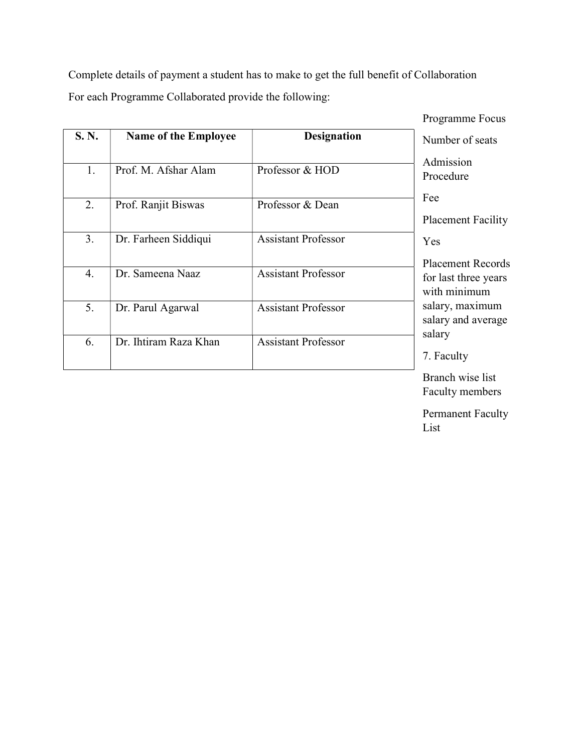Complete details of payment a student has to make to get the full benefit of Collaboration

For each Programme Collaborated provide the following:

| S. N. | Name of the Employee | Designation |
|---|---|---|
| 1. | Prof. M. Afshar Alam | Professor & HOD |
| 2. | Prof. Ranjit Biswas | Professor & Dean |
| 3. | Dr. Farheen Siddiqui | Assistant Professor |
| 4. | Dr. Sameena Naaz | Assistant Professor |
| 5. | Dr. Parul Agarwal | Assistant Professor |
| 6. | Dr. Ihtiram Raza Khan | Assistant Professor |

Programme Focus

Number of seats

Admission Procedure

Fee

Placement Facility

Yes

Placement Records for last three years with minimum salary, maximum salary and average salary

7. Faculty

Branch wise list Faculty members

Permanent Faculty List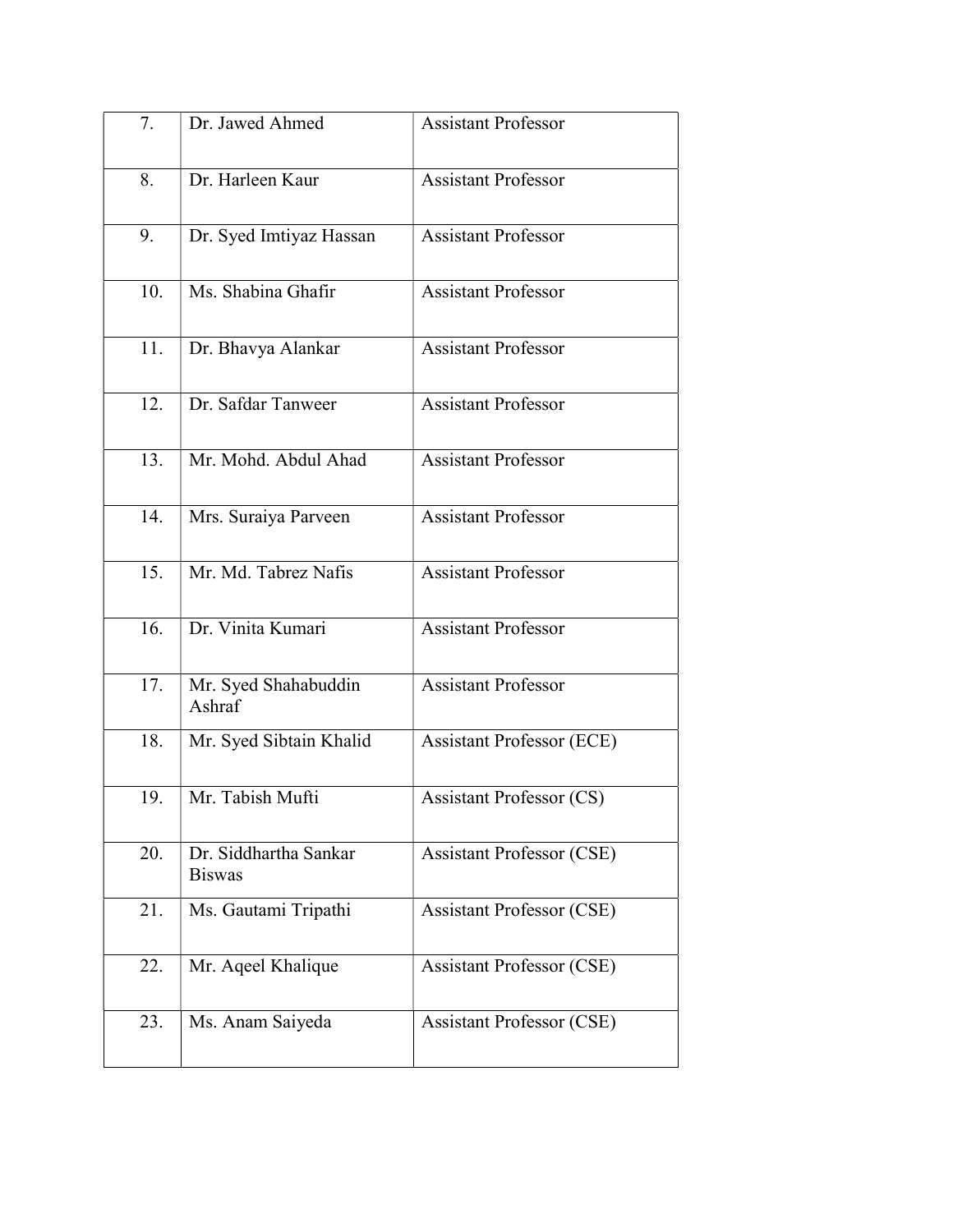| | | |
|---|---|---|
| 7. | Dr. Jawed Ahmed | Assistant Professor |
| 8. | Dr. Harleen Kaur | Assistant Professor |
| 9. | Dr. Syed Imtiyaz Hassan | Assistant Professor |
| 10. | Ms. Shabina Ghafir | Assistant Professor |
| 11. | Dr. Bhavya Alankar | Assistant Professor |
| 12. | Dr. Safdar Tanweer | Assistant Professor |
| 13. | Mr. Mohd. Abdul Ahad | Assistant Professor |
| 14. | Mrs. Suraiya Parveen | Assistant Professor |
| 15. | Mr. Md. Tabrez Nafis | Assistant Professor |
| 16. | Dr. Vinita Kumari | Assistant Professor |
| 17. | Mr. Syed Shahabuddin Ashraf | Assistant Professor |
| 18. | Mr. Syed Sibtain Khalid | Assistant Professor (ECE) |
| 19. | Mr. Tabish Mufti | Assistant Professor (CS) |
| 20. | Dr. Siddhartha Sankar Biswas | Assistant Professor (CSE) |
| 21. | Ms. Gautami Tripathi | Assistant Professor (CSE) |
| 22. | Mr. Aqeel Khalique | Assistant Professor (CSE) |
| 23. | Ms. Anam Saiyeda | Assistant Professor (CSE) |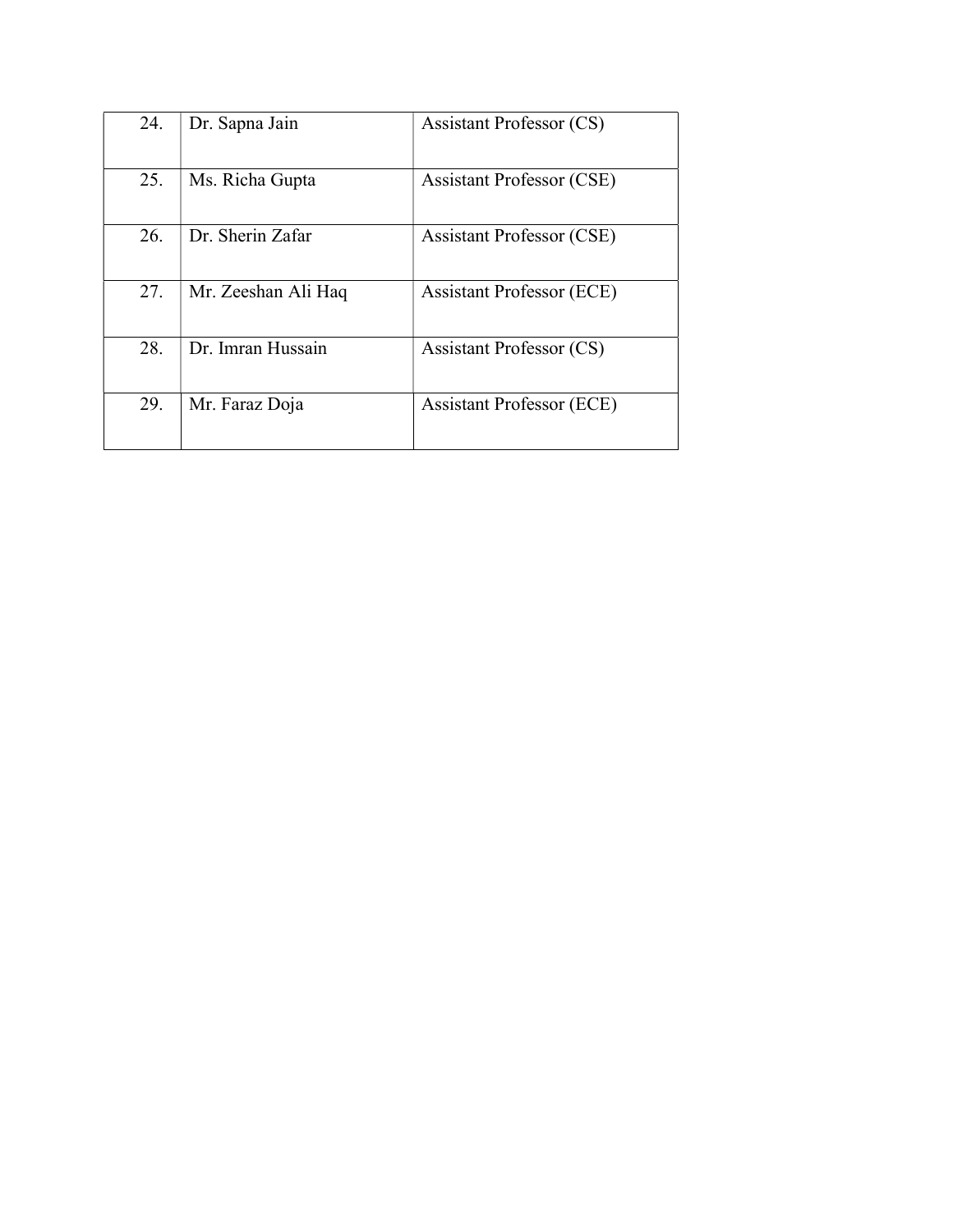| | | |
|---|---|---|
| 24. | Dr. Sapna Jain | Assistant Professor (CS) |
| 25. | Ms. Richa Gupta | Assistant Professor (CSE) |
| 26. | Dr. Sherin Zafar | Assistant Professor (CSE) |
| 27. | Mr. Zeeshan Ali Haq | Assistant Professor (ECE) |
| 28. | Dr. Imran Hussain | Assistant Professor (CS) |
| 29. | Mr. Faraz Doja | Assistant Professor (ECE) |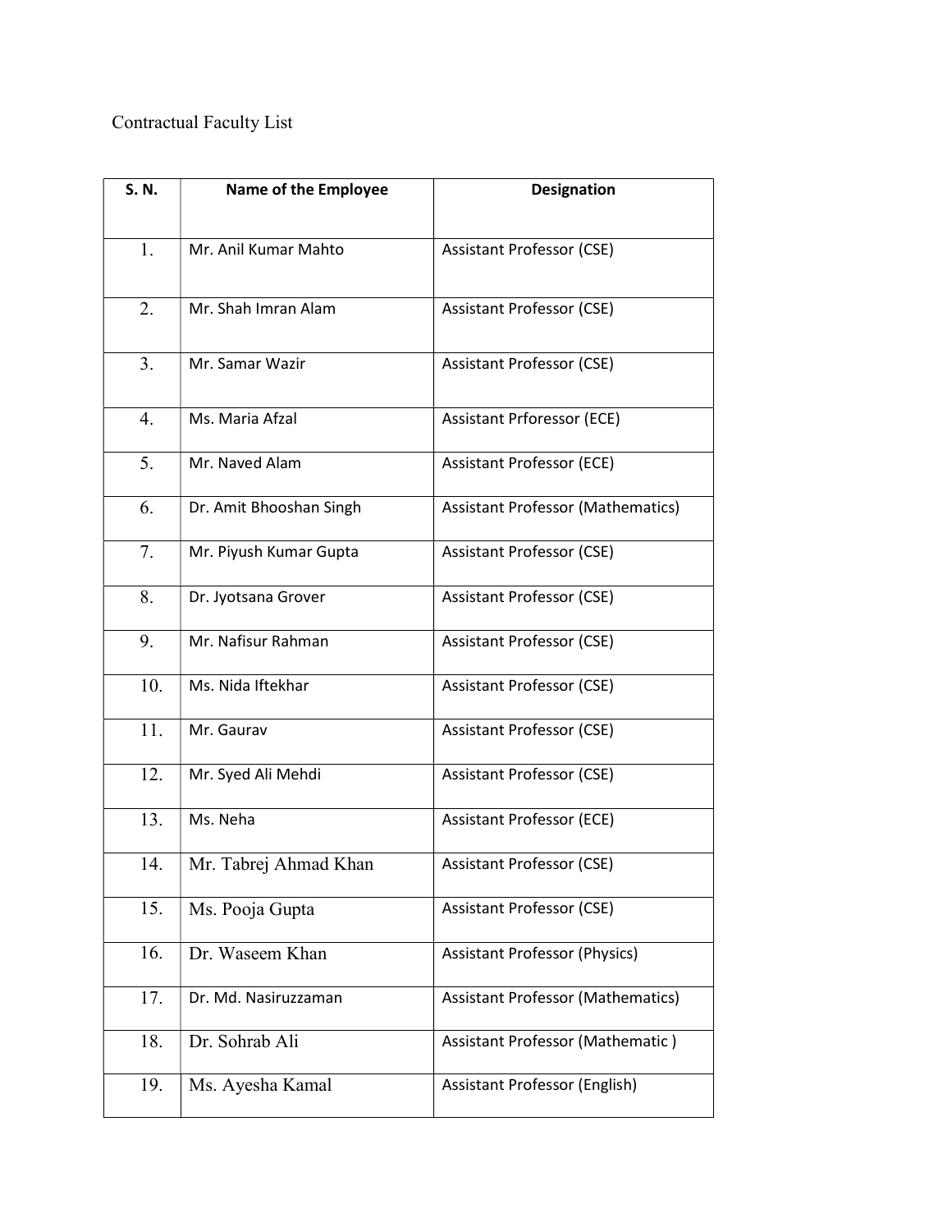Contractual Faculty List

| S. N. | Name of the Employee | Designation |
|---|---|---|
| 1. | Mr. Anil Kumar Mahto | Assistant Professor (CSE) |
| 2. | Mr. Shah Imran Alam | Assistant Professor (CSE) |
| 3. | Mr. Samar Wazir | Assistant Professor (CSE) |
| 4. | Ms. Maria Afzal | Assistant Prforessor (ECE) |
| 5. | Mr. Naved Alam | Assistant Professor (ECE) |
| 6. | Dr. Amit Bhooshan Singh | Assistant Professor (Mathematics) |
| 7. | Mr. Piyush Kumar Gupta | Assistant Professor (CSE) |
| 8. | Dr. Jyotsana Grover | Assistant Professor (CSE) |
| 9. | Mr. Nafisur Rahman | Assistant Professor (CSE) |
| 10. | Ms. Nida Iftekhar | Assistant Professor (CSE) |
| 11. | Mr. Gaurav | Assistant Professor (CSE) |
| 12. | Mr. Syed Ali Mehdi | Assistant Professor (CSE) |
| 13. | Ms. Neha | Assistant Professor (ECE) |
| 14. | Mr. Tabrej Ahmad Khan | Assistant Professor (CSE) |
| 15. | Ms. Pooja Gupta | Assistant Professor (CSE) |
| 16. | Dr. Waseem Khan | Assistant Professor (Physics) |
| 17. | Dr. Md. Nasiruzzaman | Assistant Professor (Mathematics) |
| 18. | Dr. Sohrab Ali | Assistant Professor (Mathematic ) |
| 19. | Ms. Ayesha Kamal | Assistant Professor (English) |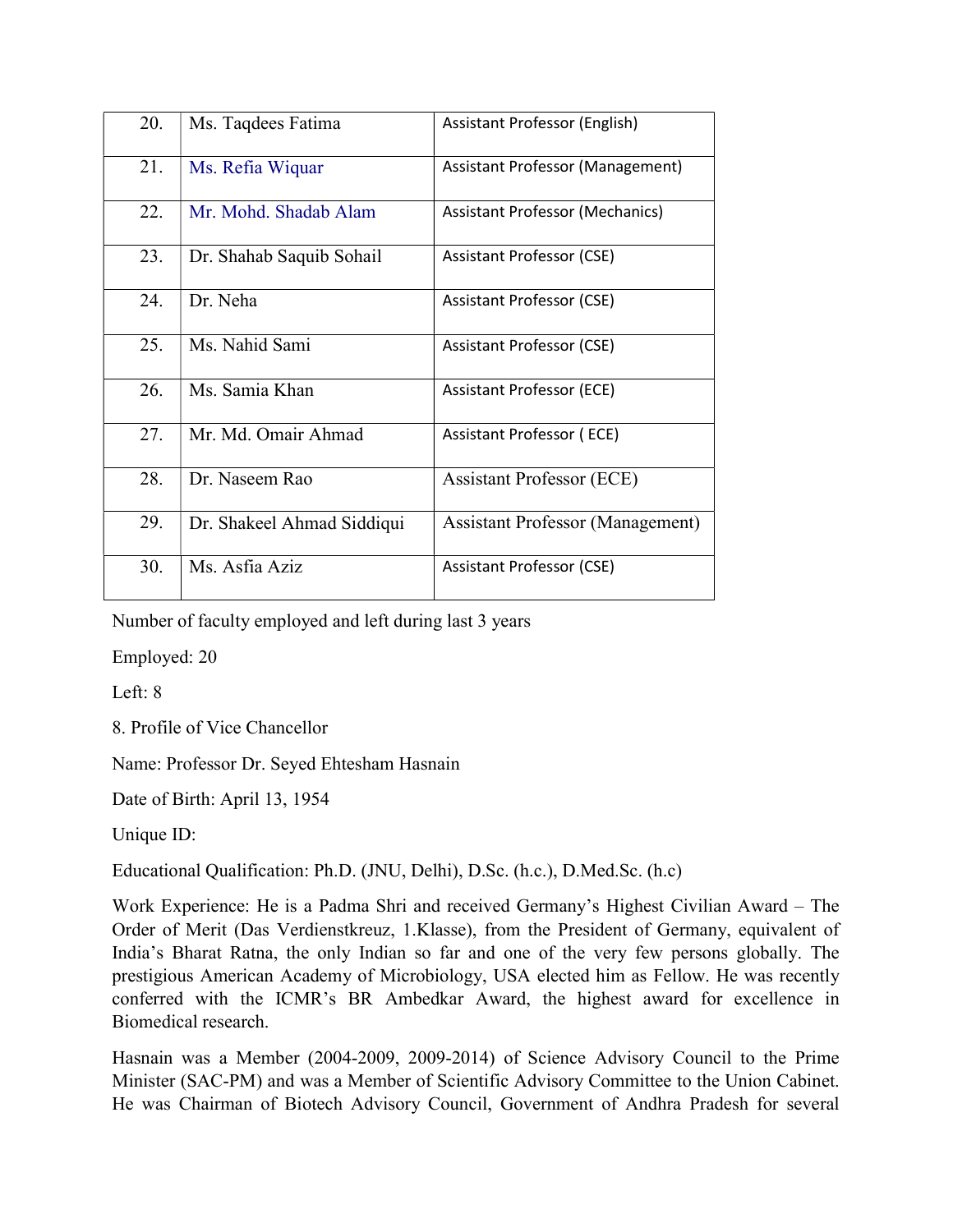| | | |
|---|---|---|
| 20. | Ms. Taqdees Fatima | Assistant Professor (English) |
| 21. | Ms. Refia Wiquar | Assistant Professor (Management) |
| 22. | Mr. Mohd. Shadab Alam | Assistant Professor (Mechanics) |
| 23. | Dr. Shahab Saquib Sohail | Assistant Professor (CSE) |
| 24. | Dr. Neha | Assistant Professor (CSE) |
| 25. | Ms. Nahid Sami | Assistant Professor (CSE) |
| 26. | Ms. Samia Khan | Assistant Professor (ECE) |
| 27. | Mr. Md. Omair Ahmad | Assistant Professor ( ECE) |
| 28. | Dr. Naseem Rao | Assistant Professor (ECE) |
| 29. | Dr. Shakeel Ahmad Siddiqui | Assistant Professor (Management) |
| 30. | Ms. Asfia Aziz | Assistant Professor (CSE) |

Number of faculty employed and left during last 3 years

Employed: 20

Left: 8

8. Profile of Vice Chancellor

Name: Professor Dr. Seyed Ehtesham Hasnain

Date of Birth: April 13, 1954

Unique ID:

Educational Qualification: Ph.D. (JNU, Delhi), D.Sc. (h.c.), D.Med.Sc. (h.c)

Work Experience: He is a Padma Shri and received Germany's Highest Civilian Award – The Order of Merit (Das Verdienstkreuz, 1.Klasse), from the President of Germany, equivalent of India's Bharat Ratna, the only Indian so far and one of the very few persons globally. The prestigious American Academy of Microbiology, USA elected him as Fellow. He was recently conferred with the ICMR's BR Ambedkar Award, the highest award for excellence in Biomedical research.

Hasnain was a Member (2004-2009, 2009-2014) of Science Advisory Council to the Prime Minister (SAC-PM) and was a Member of Scientific Advisory Committee to the Union Cabinet. He was Chairman of Biotech Advisory Council, Government of Andhra Pradesh for several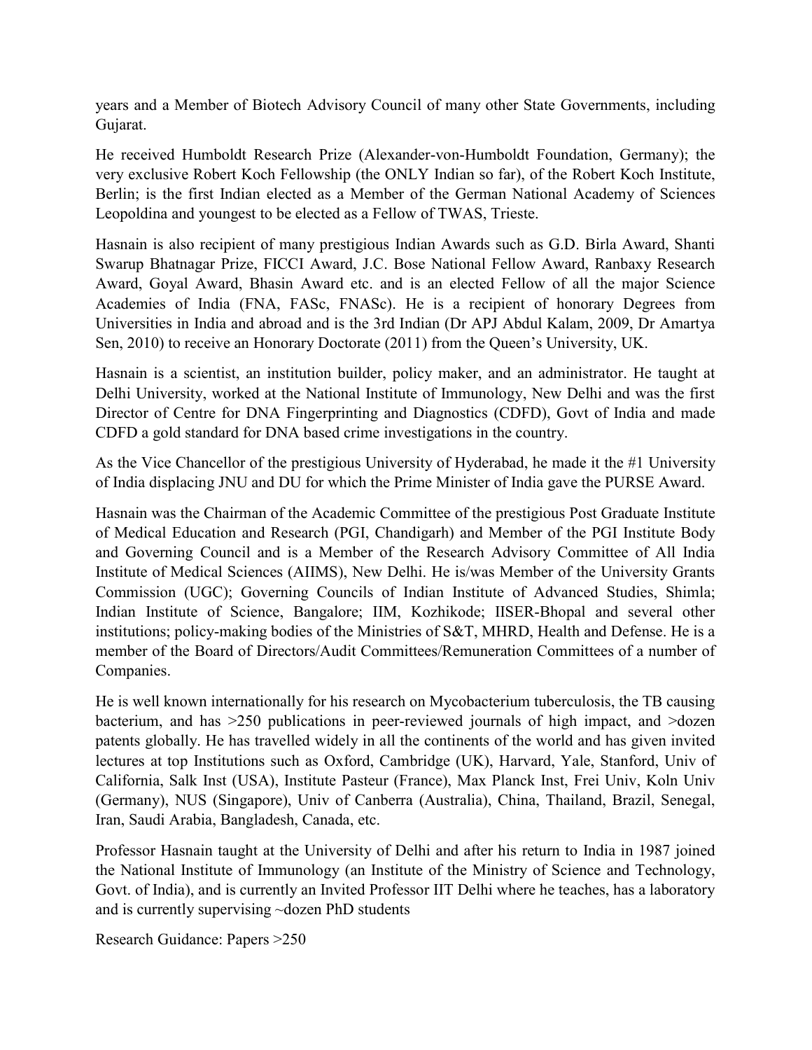years and a Member of Biotech Advisory Council of many other State Governments, including Gujarat.

He received Humboldt Research Prize (Alexander-von-Humboldt Foundation, Germany); the very exclusive Robert Koch Fellowship (the ONLY Indian so far), of the Robert Koch Institute, Berlin; is the first Indian elected as a Member of the German National Academy of Sciences Leopoldina and youngest to be elected as a Fellow of TWAS, Trieste.

Hasnain is also recipient of many prestigious Indian Awards such as G.D. Birla Award, Shanti Swarup Bhatnagar Prize, FICCI Award, J.C. Bose National Fellow Award, Ranbaxy Research Award, Goyal Award, Bhasin Award etc. and is an elected Fellow of all the major Science Academies of India (FNA, FASc, FNASc). He is a recipient of honorary Degrees from Universities in India and abroad and is the 3rd Indian (Dr APJ Abdul Kalam, 2009, Dr Amartya Sen, 2010) to receive an Honorary Doctorate (2011) from the Queen's University, UK.

Hasnain is a scientist, an institution builder, policy maker, and an administrator. He taught at Delhi University, worked at the National Institute of Immunology, New Delhi and was the first Director of Centre for DNA Fingerprinting and Diagnostics (CDFD), Govt of India and made CDFD a gold standard for DNA based crime investigations in the country.

As the Vice Chancellor of the prestigious University of Hyderabad, he made it the #1 University of India displacing JNU and DU for which the Prime Minister of India gave the PURSE Award.

Hasnain was the Chairman of the Academic Committee of the prestigious Post Graduate Institute of Medical Education and Research (PGI, Chandigarh) and Member of the PGI Institute Body and Governing Council and is a Member of the Research Advisory Committee of All India Institute of Medical Sciences (AIIMS), New Delhi. He is/was Member of the University Grants Commission (UGC); Governing Councils of Indian Institute of Advanced Studies, Shimla; Indian Institute of Science, Bangalore; IIM, Kozhikode; IISER-Bhopal and several other institutions; policy-making bodies of the Ministries of S&T, MHRD, Health and Defense. He is a member of the Board of Directors/Audit Committees/Remuneration Committees of a number of Companies.

He is well known internationally for his research on Mycobacterium tuberculosis, the TB causing bacterium, and has >250 publications in peer-reviewed journals of high impact, and >dozen patents globally. He has travelled widely in all the continents of the world and has given invited lectures at top Institutions such as Oxford, Cambridge (UK), Harvard, Yale, Stanford, Univ of California, Salk Inst (USA), Institute Pasteur (France), Max Planck Inst, Frei Univ, Koln Univ (Germany), NUS (Singapore), Univ of Canberra (Australia), China, Thailand, Brazil, Senegal, Iran, Saudi Arabia, Bangladesh, Canada, etc.

Professor Hasnain taught at the University of Delhi and after his return to India in 1987 joined the National Institute of Immunology (an Institute of the Ministry of Science and Technology, Govt. of India), and is currently an Invited Professor IIT Delhi where he teaches, has a laboratory and is currently supervising ~dozen PhD students

Research Guidance: Papers >250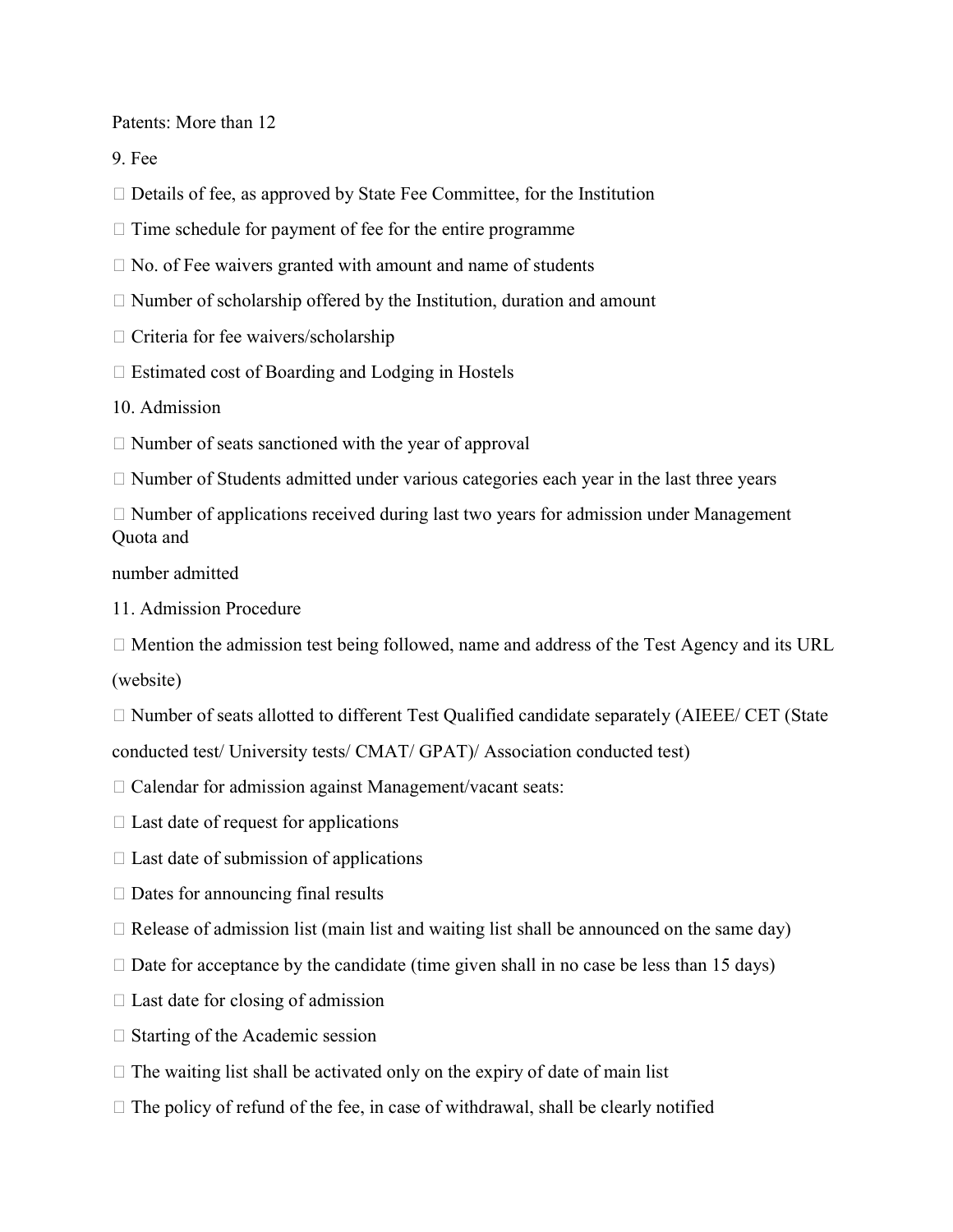Patents: More than 12

9. Fee

- Details of fee, as approved by State Fee Committee, for the Institution
- Time schedule for payment of fee for the entire programme
- No. of Fee waivers granted with amount and name of students
- Number of scholarship offered by the Institution, duration and amount
- Criteria for fee waivers/scholarship
- Estimated cost of Boarding and Lodging in Hostels

10. Admission

- Number of seats sanctioned with the year of approval
- Number of Students admitted under various categories each year in the last three years
- Number of applications received during last two years for admission under Management Quota and number admitted

11. Admission Procedure

- Mention the admission test being followed, name and address of the Test Agency and its URL (website)
- Number of seats allotted to different Test Qualified candidate separately (AIEEE/ CET (State conducted test/ University tests/ CMAT/ GPAT)/ Association conducted test)
- Calendar for admission against Management/vacant seats:
- Last date of request for applications
- Last date of submission of applications
- Dates for announcing final results
- Release of admission list (main list and waiting list shall be announced on the same day)
- Date for acceptance by the candidate (time given shall in no case be less than 15 days)
- Last date for closing of admission
- Starting of the Academic session
- The waiting list shall be activated only on the expiry of date of main list
- The policy of refund of the fee, in case of withdrawal, shall be clearly notified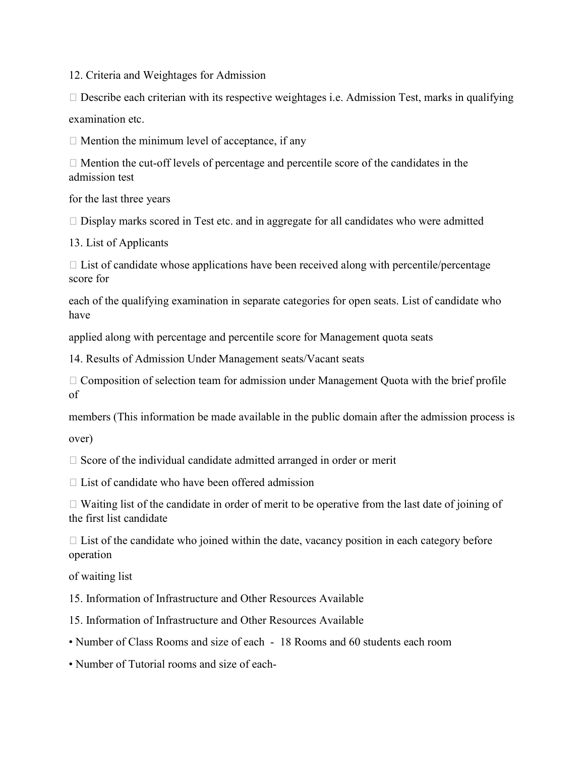12. Criteria and Weightages for Admission

- Describe each criterian with its respective weightages i.e. Admission Test, marks in qualifying examination etc.
- Mention the minimum level of acceptance, if any
- Mention the cut-off levels of percentage and percentile score of the candidates in the admission test for the last three years
- Display marks scored in Test etc. and in aggregate for all candidates who were admitted

13. List of Applicants

- List of candidate whose applications have been received along with percentile/percentage score for each of the qualifying examination in separate categories for open seats. List of candidate who have applied along with percentage and percentile score for Management quota seats

14. Results of Admission Under Management seats/Vacant seats

- Composition of selection team for admission under Management Quota with the brief profile of members (This information be made available in the public domain after the admission process is over)
- Score of the individual candidate admitted arranged in order or merit
- List of candidate who have been offered admission
- Waiting list of the candidate in order of merit to be operative from the last date of joining of the first list candidate
- List of the candidate who joined within the date, vacancy position in each category before operation of waiting list

15. Information of Infrastructure and Other Resources Available

15. Information of Infrastructure and Other Resources Available

- Number of Class Rooms and size of each - 18 Rooms and 60 students each room
- Number of Tutorial rooms and size of each-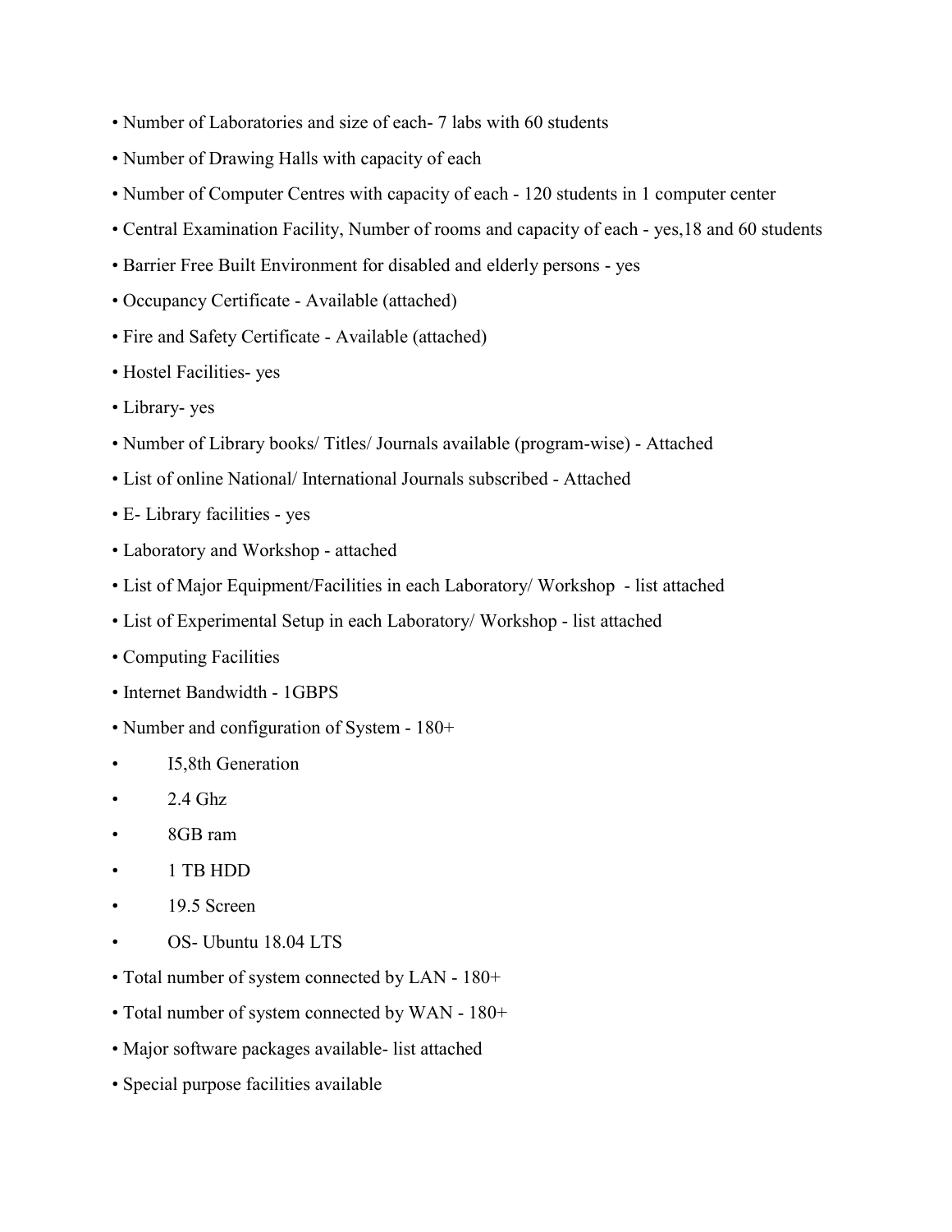- Number of Laboratories and size of each- 7 labs with 60 students
- Number of Drawing Halls with capacity of each
- Number of Computer Centres with capacity of each - 120 students in 1 computer center
- Central Examination Facility, Number of rooms and capacity of each - yes,18 and 60 students
- Barrier Free Built Environment for disabled and elderly persons - yes
- Occupancy Certificate - Available (attached)
- Fire and Safety Certificate - Available (attached)
- Hostel Facilities- yes
- Library- yes
- Number of Library books/ Titles/ Journals available (program-wise) - Attached
- List of online National/ International Journals subscribed - Attached
- E- Library facilities - yes
- Laboratory and Workshop - attached
- List of Major Equipment/Facilities in each Laboratory/ Workshop - list attached
- List of Experimental Setup in each Laboratory/ Workshop - list attached
- Computing Facilities
- Internet Bandwidth - 1GBPS
- Number and configuration of System - 180+
    - I5,8th Generation
    - 2.4 Ghz
    - 8GB ram
    - 1 TB HDD
    - 19.5 Screen
    - OS- Ubuntu 18.04 LTS
- Total number of system connected by LAN - 180+
- Total number of system connected by WAN - 180+
- Major software packages available- list attached
- Special purpose facilities available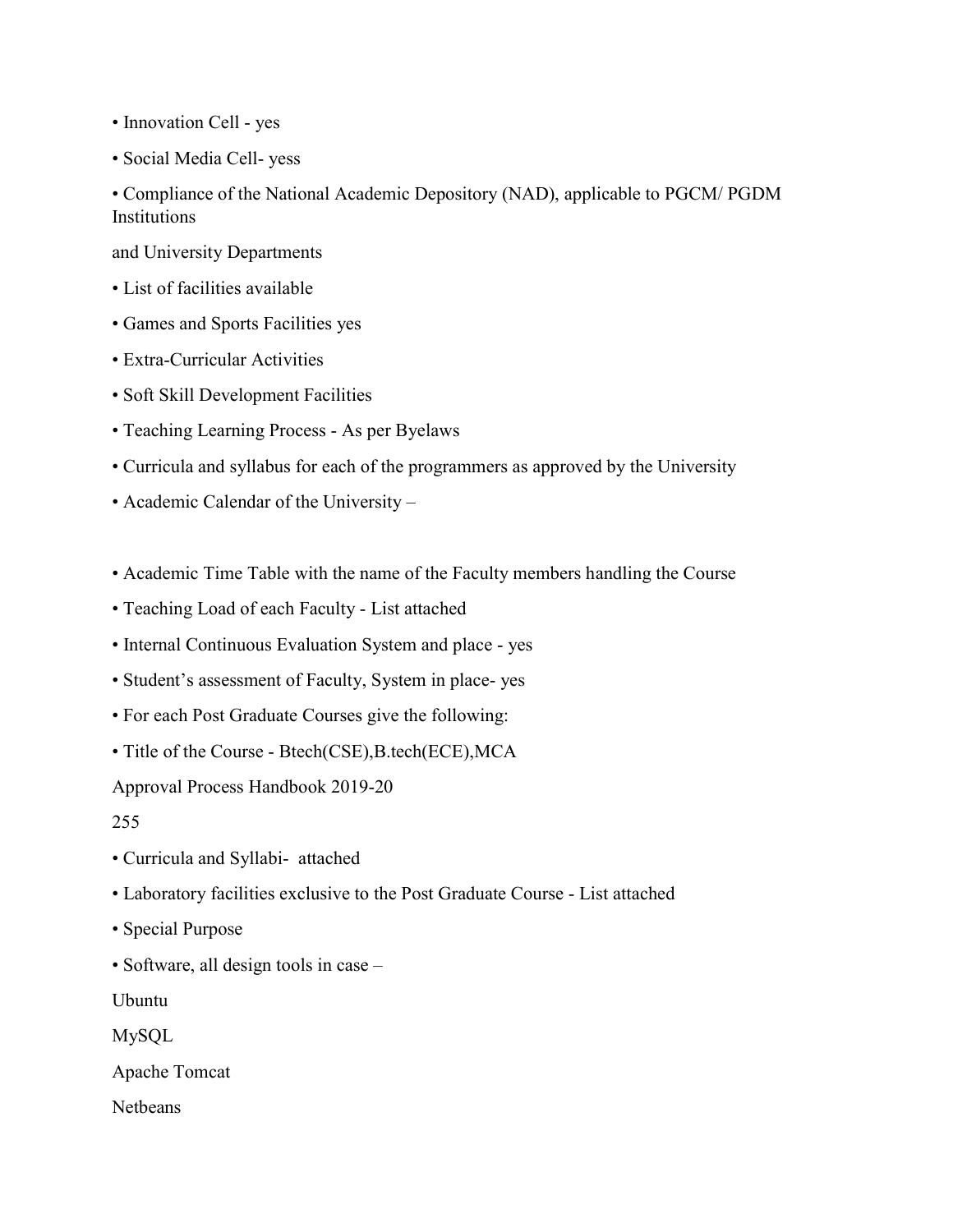- Innovation Cell - yes
- Social Media Cell- yess
- Compliance of the National Academic Depository (NAD), applicable to PGCM/ PGDM Institutions

and University Departments

- List of facilities available
- Games and Sports Facilities yes
- Extra-Curricular Activities
- Soft Skill Development Facilities
- Teaching Learning Process - As per Byelaws
- Curricula and syllabus for each of the programmers as approved by the University
- Academic Calendar of the University –

- Academic Time Table with the name of the Faculty members handling the Course
- Teaching Load of each Faculty - List attached
- Internal Continuous Evaluation System and place - yes
- Student's assessment of Faculty, System in place- yes
- For each Post Graduate Courses give the following:
- Title of the Course - Btech(CSE),B.tech(ECE),MCA

Approval Process Handbook 2019-20

255

- Curricula and Syllabi- attached
- Laboratory facilities exclusive to the Post Graduate Course - List attached
- Special Purpose
- Software, all design tools in case –

Ubuntu

MySQL

Apache Tomcat

Netbeans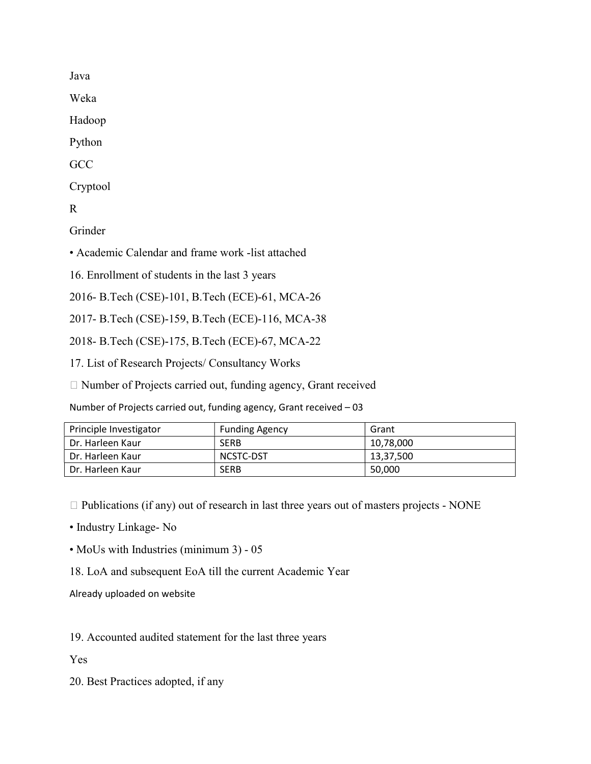Java

Weka

Hadoop

Python

GCC

Cryptool

R

Grinder

- Academic Calendar and frame work -list attached

16. Enrollment of students in the last 3 years

2016- B.Tech (CSE)-101, B.Tech (ECE)-61, MCA-26

2017- B.Tech (CSE)-159, B.Tech (ECE)-116, MCA-38

2018- B.Tech (CSE)-175, B.Tech (ECE)-67, MCA-22

17. List of Research Projects/ Consultancy Works

- Number of Projects carried out, funding agency, Grant received

Number of Projects carried out, funding agency, Grant received – 03

| Principle Investigator | Funding Agency | Grant |
|---|---|---|
| Dr. Harleen Kaur | SERB | 10,78,000 |
| Dr. Harleen Kaur | NCSTC-DST | 13,37,500 |
| Dr. Harleen Kaur | SERB | 50,000 |

- Publications (if any) out of research in last three years out of masters projects - NONE

- Industry Linkage- No

- MoUs with Industries (minimum 3) - 05

18. LoA and subsequent EoA till the current Academic Year

Already uploaded on website

19. Accounted audited statement for the last three years

Yes

20. Best Practices adopted, if any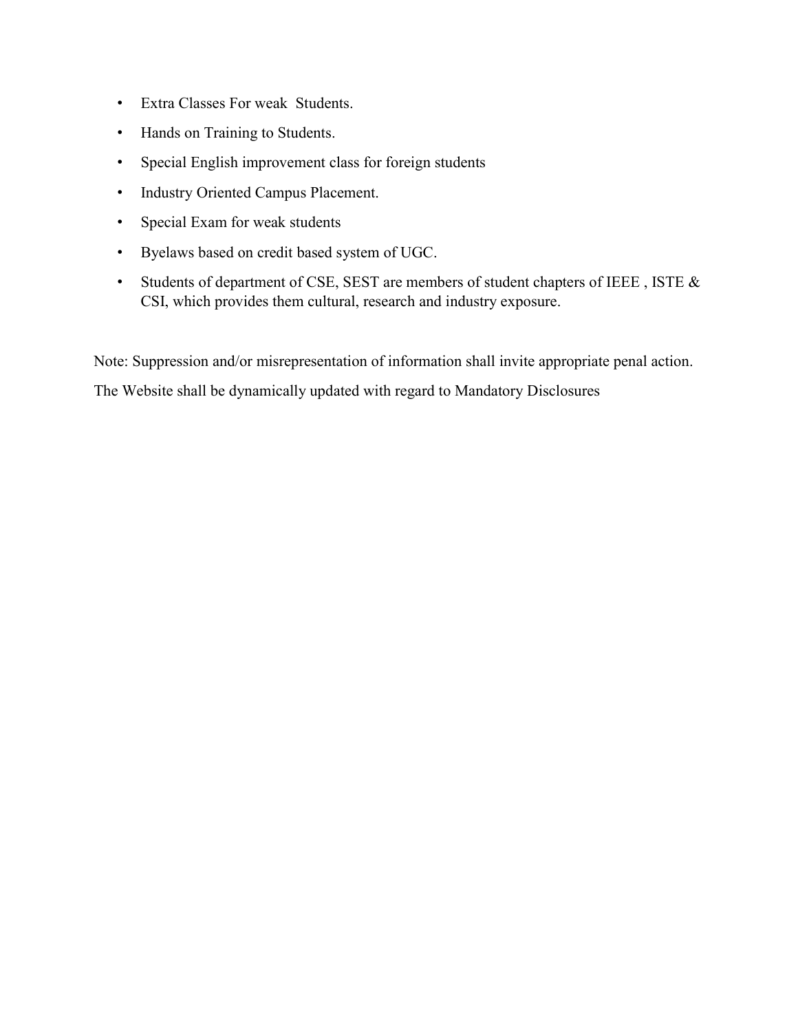- Extra Classes For weak Students.
- Hands on Training to Students.
- Special English improvement class for foreign students
- Industry Oriented Campus Placement.
- Special Exam for weak students
- Byelaws based on credit based system of UGC.
- Students of department of CSE, SEST are members of student chapters of IEEE , ISTE & CSI, which provides them cultural, research and industry exposure.

Note: Suppression and/or misrepresentation of information shall invite appropriate penal action.

The Website shall be dynamically updated with regard to Mandatory Disclosures